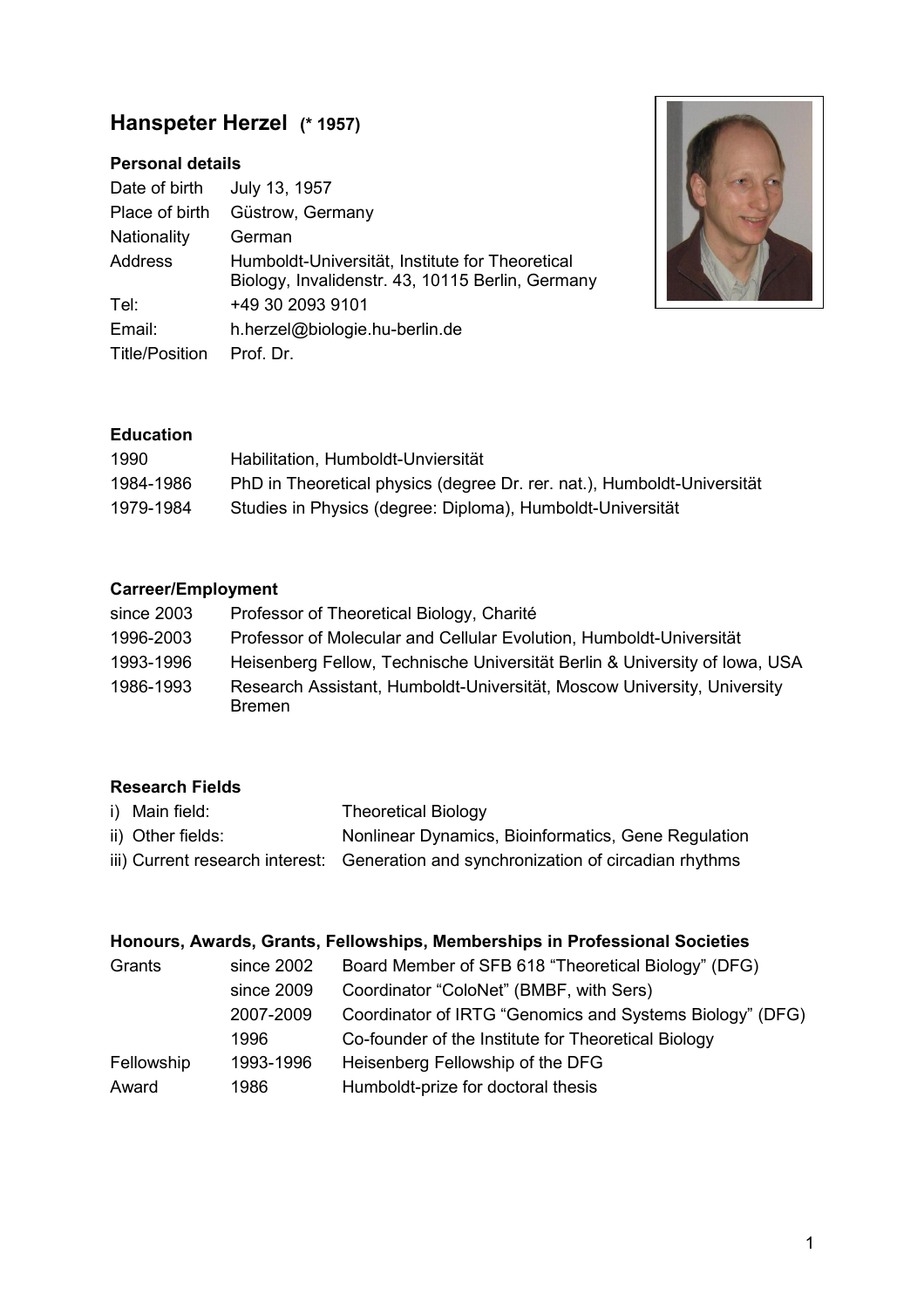# Hanspeter Herzel (* 1957)

## Personal details

| | |
|---|---|
| Date of birth | July 13, 1957 |
| Place of birth | Güstrow, Germany |
| Nationality | German |
| Address | Humboldt-Universität, Institute for Theoretical Biology, Invalidenstr. 43, 10115 Berlin, Germany |
| Tel: | +49 30 2093 9101 |
| Email: | h.herzel@biologie.hu-berlin.de |
| Title/Position | Prof. Dr. |

## Education

| | |
|---|---|
| 1990 | Habilitation, Humboldt-Unviersität |
| 1984-1986 | PhD in Theoretical physics (degree Dr. rer. nat.), Humboldt-Universität |
| 1979-1984 | Studies in Physics (degree: Diploma), Humboldt-Universität |

## Carreer/Employment

| | |
|---|---|
| since 2003 | Professor of Theoretical Biology, Charité |
| 1996-2003 | Professor of Molecular and Cellular Evolution, Humboldt-Universität |
| 1993-1996 | Heisenberg Fellow, Technische Universität Berlin & University of Iowa, USA |
| 1986-1993 | Research Assistant, Humboldt-Universität, Moscow University, University Bremen |

## Research Fields

| | |
|---|---|
| i) Main field: | Theoretical Biology |
| ii) Other fields: | Nonlinear Dynamics, Bioinformatics, Gene Regulation |
| iii) Current research interest: | Generation and synchronization of circadian rhythms |

## Honours, Awards, Grants, Fellowships, Memberships in Professional Societies

| | | |
|---|---|---|
| Grants | since 2002 | Board Member of SFB 618 "Theoretical Biology" (DFG) |
| | since 2009 | Coordinator "ColoNet" (BMBF, with Sers) |
| | 2007-2009 | Coordinator of IRTG "Genomics and Systems Biology" (DFG) |
| | 1996 | Co-founder of the Institute for Theoretical Biology |
| Fellowship | 1993-1996 | Heisenberg Fellowship of the DFG |
| Award | 1986 | Humboldt-prize for doctoral thesis |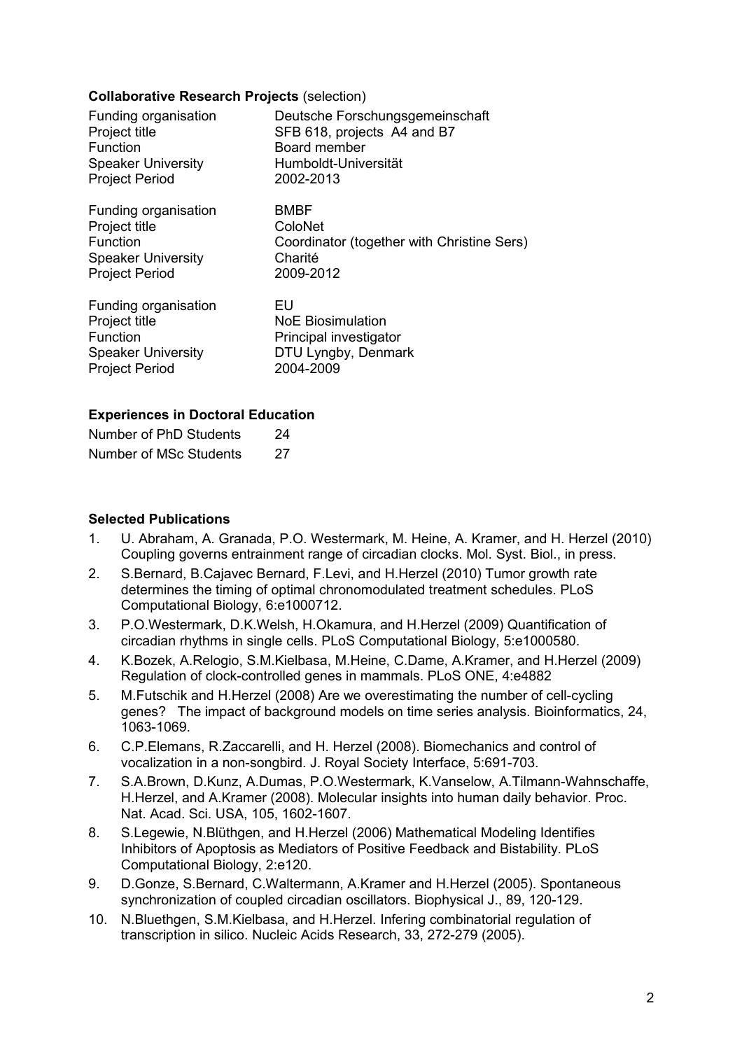**Collaborative Research Projects** (selection)

| | |
|---|---|
| Funding organisation | Deutsche Forschungsgemeinschaft |
| Project title | SFB 618, projects A4 and B7 |
| Function | Board member |
| Speaker University | Humboldt-Universität |
| Project Period | 2002-2013 |

| | |
|---|---|
| Funding organisation | BMBF |
| Project title | ColoNet |
| Function | Coordinator (together with Christine Sers) |
| Speaker University | Charité |
| Project Period | 2009-2012 |

| | |
|---|---|
| Funding organisation | EU |
| Project title | NoE Biosimulation |
| Function | Principal investigator |
| Speaker University | DTU Lyngby, Denmark |
| Project Period | 2004-2009 |

**Experiences in Doctoral Education**

| | |
|---|---|
| Number of PhD Students | 24 |
| Number of MSc Students | 27 |

**Selected Publications**

1. U. Abraham, A. Granada, P.O. Westermark, M. Heine, A. Kramer, and H. Herzel (2010) Coupling governs entrainment range of circadian clocks. Mol. Syst. Biol., in press.
2. S.Bernard, B.Cajavec Bernard, F.Levi, and H.Herzel (2010) Tumor growth rate determines the timing of optimal chronomodulated treatment schedules. PLoS Computational Biology, 6:e1000712.
3. P.O.Westermark, D.K.Welsh, H.Okamura, and H.Herzel (2009) Quantification of circadian rhythms in single cells. PLoS Computational Biology, 5:e1000580.
4. K.Bozek, A.Relogio, S.M.Kielbasa, M.Heine, C.Dame, A.Kramer, and H.Herzel (2009) Regulation of clock-controlled genes in mammals. PLoS ONE, 4:e4882
5. M.Futschik and H.Herzel (2008) Are we overestimating the number of cell-cycling genes? The impact of background models on time series analysis. Bioinformatics, 24, 1063-1069.
6. C.P.Elemans, R.Zaccarelli, and H. Herzel (2008). Biomechanics and control of vocalization in a non-songbird. J. Royal Society Interface, 5:691-703.
7. S.A.Brown, D.Kunz, A.Dumas, P.O.Westermark, K.Vanselow, A.Tilmann-Wahnschaffe, H.Herzel, and A.Kramer (2008). Molecular insights into human daily behavior. Proc. Nat. Acad. Sci. USA, 105, 1602-1607.
8. S.Legewie, N.Blüthgen, and H.Herzel (2006) Mathematical Modeling Identifies Inhibitors of Apoptosis as Mediators of Positive Feedback and Bistability. PLoS Computational Biology, 2:e120.
9. D.Gonze, S.Bernard, C.Waltermann, A.Kramer and H.Herzel (2005). Spontaneous synchronization of coupled circadian oscillators. Biophysical J., 89, 120-129.
10. N.Bluethgen, S.M.Kielbasa, and H.Herzel. Infering combinatorial regulation of transcription in silico. Nucleic Acids Research, 33, 272-279 (2005).